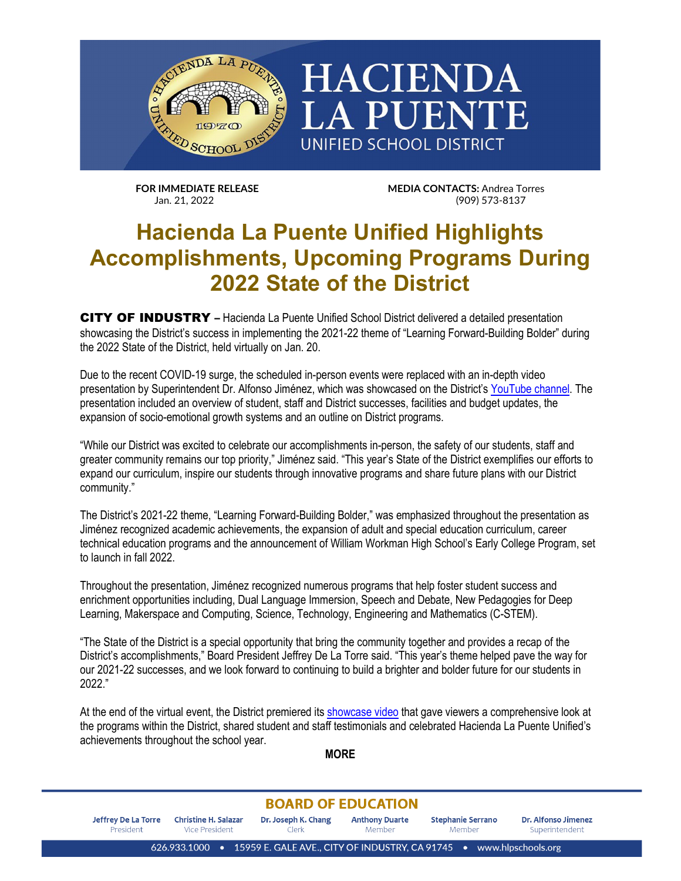# HACIENDA LA PUENTE

UNIFIED SCHOOL DISTRICT

**FOR IMMEDIATE RELEASE**
Jan. 21, 2022

**MEDIA CONTACTS:** Andrea Torres
(909) 573-8137

# Hacienda La Puente Unified Highlights Accomplishments, Upcoming Programs During 2022 State of the District

**CITY OF INDUSTRY –** Hacienda La Puente Unified School District delivered a detailed presentation showcasing the District's success in implementing the 2021-22 theme of "Learning Forward-Building Bolder" during the 2022 State of the District, held virtually on Jan. 20.

Due to the recent COVID-19 surge, the scheduled in-person events were replaced with an in-depth video presentation by Superintendent Dr. Alfonso Jiménez, which was showcased on the District's YouTube channel. The presentation included an overview of student, staff and District successes, facilities and budget updates, the expansion of socio-emotional growth systems and an outline on District programs.

"While our District was excited to celebrate our accomplishments in-person, the safety of our students, staff and greater community remains our top priority," Jiménez said. "This year's State of the District exemplifies our efforts to expand our curriculum, inspire our students through innovative programs and share future plans with our District community."

The District's 2021-22 theme, "Learning Forward-Building Bolder," was emphasized throughout the presentation as Jiménez recognized academic achievements, the expansion of adult and special education curriculum, career technical education programs and the announcement of William Workman High School's Early College Program, set to launch in fall 2022.

Throughout the presentation, Jiménez recognized numerous programs that help foster student success and enrichment opportunities including, Dual Language Immersion, Speech and Debate, New Pedagogies for Deep Learning, Makerspace and Computing, Science, Technology, Engineering and Mathematics (C-STEM).

"The State of the District is a special opportunity that bring the community together and provides a recap of the District's accomplishments," Board President Jeffrey De La Torre said. "This year's theme helped pave the way for our 2021-22 successes, and we look forward to continuing to build a brighter and bolder future for our students in 2022."

At the end of the virtual event, the District premiered its showcase video that gave viewers a comprehensive look at the programs within the District, shared student and staff testimonials and celebrated Hacienda La Puente Unified's achievements throughout the school year.

**MORE**

**BOARD OF EDUCATION**

| Jeffrey De La Torre | Christine H. Salazar | Dr. Joseph K. Chang | Anthony Duarte | Stephanie Serrano | Dr. Alfonso Jimenez |
|---|---|---|---|---|---|
| President | Vice President | Clerk | Member | Member | Superintendent |

626.933.1000 • 15959 E. GALE AVE., CITY OF INDUSTRY, CA 91745 • www.hlpschools.org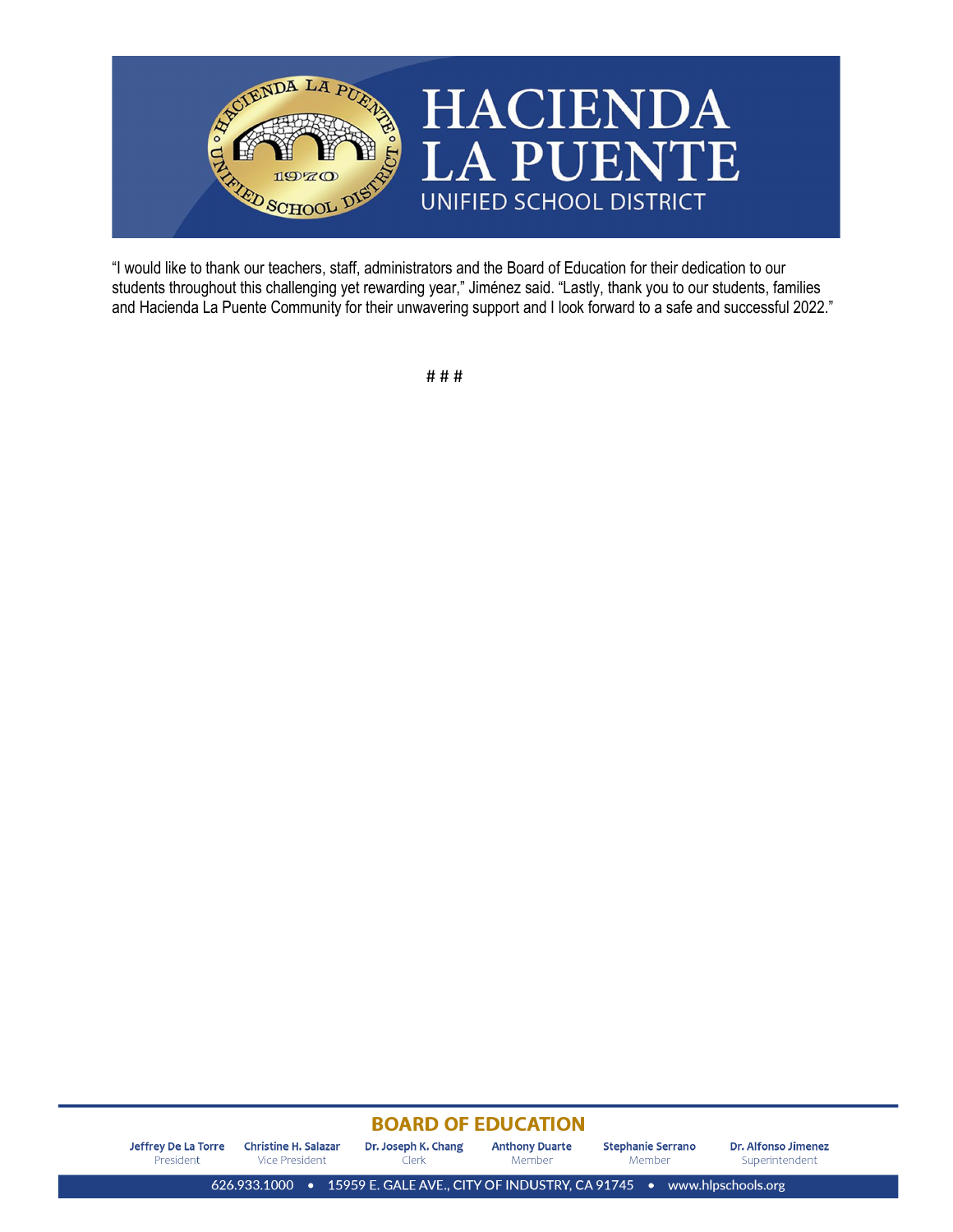"I would like to thank our teachers, staff, administrators and the Board of Education for their dedication to our students throughout this challenging yet rewarding year," Jiménez said. "Lastly, thank you to our students, families and Hacienda La Puente Community for their unwavering support and I look forward to a safe and successful 2022."

# # #